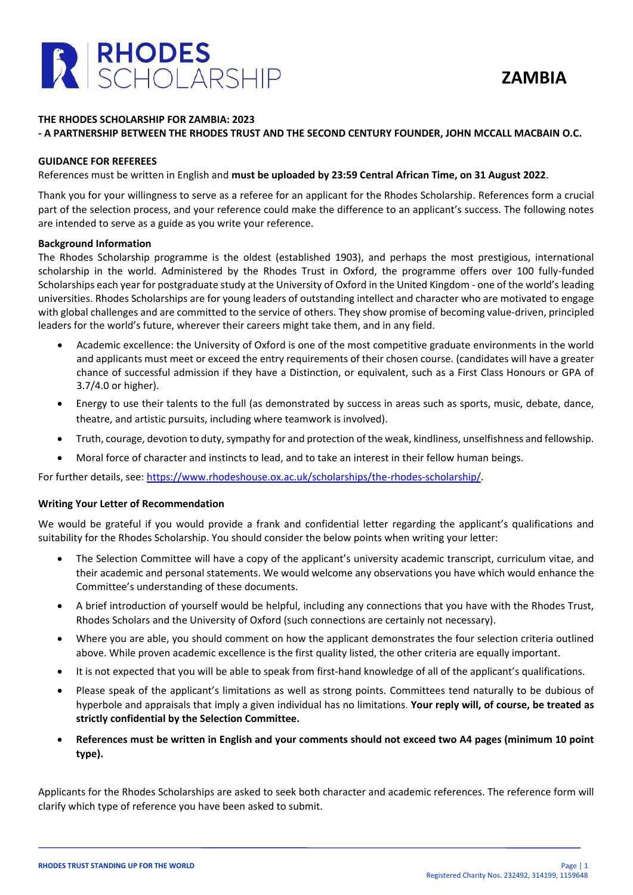# RHODES SCHOLARSHIP

# ZAMBIA

**THE RHODES SCHOLARSHIP FOR ZAMBIA: 2023**
**- A PARTNERSHIP BETWEEN THE RHODES TRUST AND THE SECOND CENTURY FOUNDER, JOHN MCCALL MACBAIN O.C.**

## GUIDANCE FOR REFEREES

References must be written in English and **must be uploaded by 23:59 Central African Time, on 31 August 2022**.

Thank you for your willingness to serve as a referee for an applicant for the Rhodes Scholarship. References form a crucial part of the selection process, and your reference could make the difference to an applicant's success. The following notes are intended to serve as a guide as you write your reference.

### Background Information

The Rhodes Scholarship programme is the oldest (established 1903), and perhaps the most prestigious, international scholarship in the world. Administered by the Rhodes Trust in Oxford, the programme offers over 100 fully-funded Scholarships each year for postgraduate study at the University of Oxford in the United Kingdom - one of the world's leading universities. Rhodes Scholarships are for young leaders of outstanding intellect and character who are motivated to engage with global challenges and are committed to the service of others. They show promise of becoming value-driven, principled leaders for the world's future, wherever their careers might take them, and in any field.

- Academic excellence: the University of Oxford is one of the most competitive graduate environments in the world and applicants must meet or exceed the entry requirements of their chosen course. (candidates will have a greater chance of successful admission if they have a Distinction, or equivalent, such as a First Class Honours or GPA of 3.7/4.0 or higher).
- Energy to use their talents to the full (as demonstrated by success in areas such as sports, music, debate, dance, theatre, and artistic pursuits, including where teamwork is involved).
- Truth, courage, devotion to duty, sympathy for and protection of the weak, kindliness, unselfishness and fellowship.
- Moral force of character and instincts to lead, and to take an interest in their fellow human beings.

For further details, see: https://www.rhodeshouse.ox.ac.uk/scholarships/the-rhodes-scholarship/.

### Writing Your Letter of Recommendation

We would be grateful if you would provide a frank and confidential letter regarding the applicant's qualifications and suitability for the Rhodes Scholarship. You should consider the below points when writing your letter:

- The Selection Committee will have a copy of the applicant's university academic transcript, curriculum vitae, and their academic and personal statements. We would welcome any observations you have which would enhance the Committee's understanding of these documents.
- A brief introduction of yourself would be helpful, including any connections that you have with the Rhodes Trust, Rhodes Scholars and the University of Oxford (such connections are certainly not necessary).
- Where you are able, you should comment on how the applicant demonstrates the four selection criteria outlined above. While proven academic excellence is the first quality listed, the other criteria are equally important.
- It is not expected that you will be able to speak from first-hand knowledge of all of the applicant's qualifications.
- Please speak of the applicant's limitations as well as strong points. Committees tend naturally to be dubious of hyperbole and appraisals that imply a given individual has no limitations. **Your reply will, of course, be treated as strictly confidential by the Selection Committee.**
- **References must be written in English and your comments should not exceed two A4 pages (minimum 10 point type).**

Applicants for the Rhodes Scholarships are asked to seek both character and academic references. The reference form will clarify which type of reference you have been asked to submit.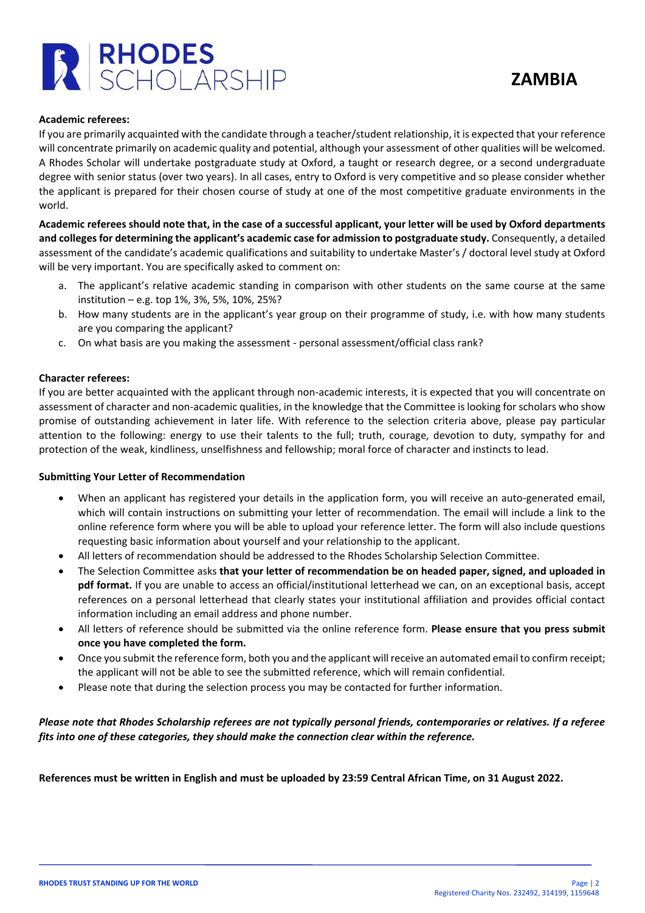**ZAMBIA**

**Academic referees:**

If you are primarily acquainted with the candidate through a teacher/student relationship, it is expected that your reference will concentrate primarily on academic quality and potential, although your assessment of other qualities will be welcomed. A Rhodes Scholar will undertake postgraduate study at Oxford, a taught or research degree, or a second undergraduate degree with senior status (over two years). In all cases, entry to Oxford is very competitive and so please consider whether the applicant is prepared for their chosen course of study at one of the most competitive graduate environments in the world.

**Academic referees should note that, in the case of a successful applicant, your letter will be used by Oxford departments and colleges for determining the applicant's academic case for admission to postgraduate study.** Consequently, a detailed assessment of the candidate's academic qualifications and suitability to undertake Master's / doctoral level study at Oxford will be very important. You are specifically asked to comment on:

a. The applicant's relative academic standing in comparison with other students on the same course at the same institution – e.g. top 1%, 3%, 5%, 10%, 25%?
b. How many students are in the applicant's year group on their programme of study, i.e. with how many students are you comparing the applicant?
c. On what basis are you making the assessment - personal assessment/official class rank?

**Character referees:**

If you are better acquainted with the applicant through non-academic interests, it is expected that you will concentrate on assessment of character and non-academic qualities, in the knowledge that the Committee is looking for scholars who show promise of outstanding achievement in later life. With reference to the selection criteria above, please pay particular attention to the following: energy to use their talents to the full; truth, courage, devotion to duty, sympathy for and protection of the weak, kindliness, unselfishness and fellowship; moral force of character and instincts to lead.

**Submitting Your Letter of Recommendation**

- When an applicant has registered your details in the application form, you will receive an auto-generated email, which will contain instructions on submitting your letter of recommendation. The email will include a link to the online reference form where you will be able to upload your reference letter. The form will also include questions requesting basic information about yourself and your relationship to the applicant.
- All letters of recommendation should be addressed to the Rhodes Scholarship Selection Committee.
- The Selection Committee asks **that your letter of recommendation be on headed paper, signed, and uploaded in pdf format.** If you are unable to access an official/institutional letterhead we can, on an exceptional basis, accept references on a personal letterhead that clearly states your institutional affiliation and provides official contact information including an email address and phone number.
- All letters of reference should be submitted via the online reference form. **Please ensure that you press submit once you have completed the form.**
- Once you submit the reference form, both you and the applicant will receive an automated email to confirm receipt; the applicant will not be able to see the submitted reference, which will remain confidential.
- Please note that during the selection process you may be contacted for further information.

***Please note that Rhodes Scholarship referees are not typically personal friends, contemporaries or relatives. If a referee fits into one of these categories, they should make the connection clear within the reference.***

**References must be written in English and must be uploaded by 23:59 Central African Time, on 31 August 2022.**